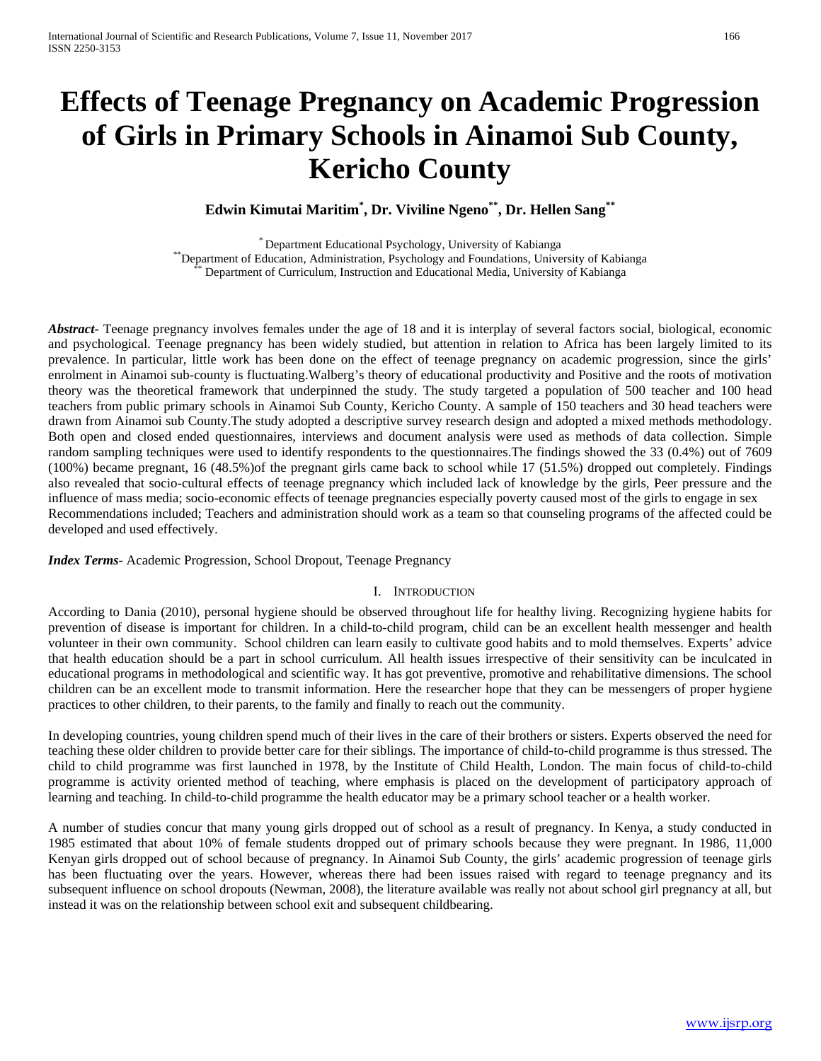# Effects of Teenage Pregnancy on Academic Progression of Girls in Primary Schools in Ainamoi Sub County, Kericho County

**Edwin Kimutai Maritim[*], Dr. Viviline Ngeno[**], Dr. Hellen Sang[**]**

[*] Department Educational Psychology, University of Kabianga
[**] Department of Education, Administration, Psychology and Foundations, University of Kabianga
[**] Department of Curriculum, Instruction and Educational Media, University of Kabianga

***Abstract***- Teenage pregnancy involves females under the age of 18 and it is interplay of several factors social, biological, economic and psychological. Teenage pregnancy has been widely studied, but attention in relation to Africa has been largely limited to its prevalence. In particular, little work has been done on the effect of teenage pregnancy on academic progression, since the girls' enrolment in Ainamoi sub-county is fluctuating.Walberg's theory of educational productivity and Positive and the roots of motivation theory was the theoretical framework that underpinned the study. The study targeted a population of 500 teacher and 100 head teachers from public primary schools in Ainamoi Sub County, Kericho County. A sample of 150 teachers and 30 head teachers were drawn from Ainamoi sub County.The study adopted a descriptive survey research design and adopted a mixed methods methodology. Both open and closed ended questionnaires, interviews and document analysis were used as methods of data collection. Simple random sampling techniques were used to identify respondents to the questionnaires.The findings showed the 33 (0.4%) out of 7609 (100%) became pregnant, 16 (48.5%)of the pregnant girls came back to school while 17 (51.5%) dropped out completely. Findings also revealed that socio-cultural effects of teenage pregnancy which included lack of knowledge by the girls, Peer pressure and the influence of mass media; socio-economic effects of teenage pregnancies especially poverty caused most of the girls to engage in sex Recommendations included; Teachers and administration should work as a team so that counseling programs of the affected could be developed and used effectively.

***Index Terms***- Academic Progression, School Dropout, Teenage Pregnancy

## I. Introduction

According to Dania (2010), personal hygiene should be observed throughout life for healthy living. Recognizing hygiene habits for prevention of disease is important for children. In a child-to-child program, child can be an excellent health messenger and health volunteer in their own community. School children can learn easily to cultivate good habits and to mold themselves. Experts' advice that health education should be a part in school curriculum. All health issues irrespective of their sensitivity can be inculcated in educational programs in methodological and scientific way. It has got preventive, promotive and rehabilitative dimensions. The school children can be an excellent mode to transmit information. Here the researcher hope that they can be messengers of proper hygiene practices to other children, to their parents, to the family and finally to reach out the community.

In developing countries, young children spend much of their lives in the care of their brothers or sisters. Experts observed the need for teaching these older children to provide better care for their siblings. The importance of child-to-child programme is thus stressed. The child to child programme was first launched in 1978, by the Institute of Child Health, London. The main focus of child-to-child programme is activity oriented method of teaching, where emphasis is placed on the development of participatory approach of learning and teaching. In child-to-child programme the health educator may be a primary school teacher or a health worker.

A number of studies concur that many young girls dropped out of school as a result of pregnancy. In Kenya, a study conducted in 1985 estimated that about 10% of female students dropped out of primary schools because they were pregnant. In 1986, 11,000 Kenyan girls dropped out of school because of pregnancy. In Ainamoi Sub County, the girls' academic progression of teenage girls has been fluctuating over the years. However, whereas there had been issues raised with regard to teenage pregnancy and its subsequent influence on school dropouts (Newman, 2008), the literature available was really not about school girl pregnancy at all, but instead it was on the relationship between school exit and subsequent childbearing.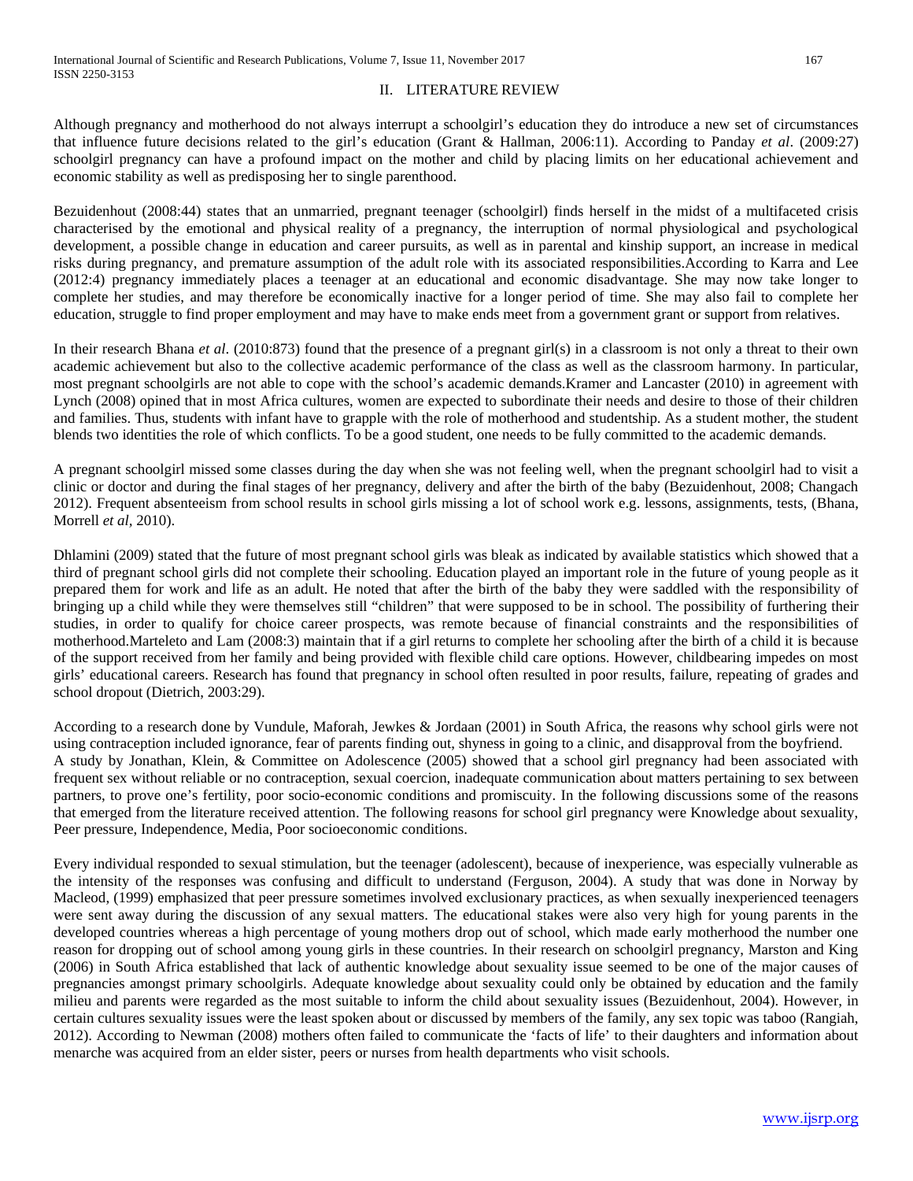## II. LITERATURE REVIEW

Although pregnancy and motherhood do not always interrupt a schoolgirl's education they do introduce a new set of circumstances that influence future decisions related to the girl's education (Grant & Hallman, 2006:11). According to Panday *et al*. (2009:27) schoolgirl pregnancy can have a profound impact on the mother and child by placing limits on her educational achievement and economic stability as well as predisposing her to single parenthood.

Bezuidenhout (2008:44) states that an unmarried, pregnant teenager (schoolgirl) finds herself in the midst of a multifaceted crisis characterised by the emotional and physical reality of a pregnancy, the interruption of normal physiological and psychological development, a possible change in education and career pursuits, as well as in parental and kinship support, an increase in medical risks during pregnancy, and premature assumption of the adult role with its associated responsibilities.According to Karra and Lee (2012:4) pregnancy immediately places a teenager at an educational and economic disadvantage. She may now take longer to complete her studies, and may therefore be economically inactive for a longer period of time. She may also fail to complete her education, struggle to find proper employment and may have to make ends meet from a government grant or support from relatives.

In their research Bhana *et al*. (2010:873) found that the presence of a pregnant girl(s) in a classroom is not only a threat to their own academic achievement but also to the collective academic performance of the class as well as the classroom harmony. In particular, most pregnant schoolgirls are not able to cope with the school's academic demands.Kramer and Lancaster (2010) in agreement with Lynch (2008) opined that in most Africa cultures, women are expected to subordinate their needs and desire to those of their children and families. Thus, students with infant have to grapple with the role of motherhood and studentship. As a student mother, the student blends two identities the role of which conflicts. To be a good student, one needs to be fully committed to the academic demands.

A pregnant schoolgirl missed some classes during the day when she was not feeling well, when the pregnant schoolgirl had to visit a clinic or doctor and during the final stages of her pregnancy, delivery and after the birth of the baby (Bezuidenhout, 2008; Changach 2012). Frequent absenteeism from school results in school girls missing a lot of school work e.g. lessons, assignments, tests, (Bhana, Morrell *et al*, 2010).

Dhlamini (2009) stated that the future of most pregnant school girls was bleak as indicated by available statistics which showed that a third of pregnant school girls did not complete their schooling. Education played an important role in the future of young people as it prepared them for work and life as an adult. He noted that after the birth of the baby they were saddled with the responsibility of bringing up a child while they were themselves still "children" that were supposed to be in school. The possibility of furthering their studies, in order to qualify for choice career prospects, was remote because of financial constraints and the responsibilities of motherhood.Marteleto and Lam (2008:3) maintain that if a girl returns to complete her schooling after the birth of a child it is because of the support received from her family and being provided with flexible child care options. However, childbearing impedes on most girls' educational careers. Research has found that pregnancy in school often resulted in poor results, failure, repeating of grades and school dropout (Dietrich, 2003:29).

According to a research done by Vundule, Maforah, Jewkes & Jordaan (2001) in South Africa, the reasons why school girls were not using contraception included ignorance, fear of parents finding out, shyness in going to a clinic, and disapproval from the boyfriend. A study by Jonathan, Klein, & Committee on Adolescence (2005) showed that a school girl pregnancy had been associated with frequent sex without reliable or no contraception, sexual coercion, inadequate communication about matters pertaining to sex between partners, to prove one's fertility, poor socio-economic conditions and promiscuity. In the following discussions some of the reasons that emerged from the literature received attention. The following reasons for school girl pregnancy were Knowledge about sexuality, Peer pressure, Independence, Media, Poor socioeconomic conditions.

Every individual responded to sexual stimulation, but the teenager (adolescent), because of inexperience, was especially vulnerable as the intensity of the responses was confusing and difficult to understand (Ferguson, 2004). A study that was done in Norway by Macleod, (1999) emphasized that peer pressure sometimes involved exclusionary practices, as when sexually inexperienced teenagers were sent away during the discussion of any sexual matters. The educational stakes were also very high for young parents in the developed countries whereas a high percentage of young mothers drop out of school, which made early motherhood the number one reason for dropping out of school among young girls in these countries. In their research on schoolgirl pregnancy, Marston and King (2006) in South Africa established that lack of authentic knowledge about sexuality issue seemed to be one of the major causes of pregnancies amongst primary schoolgirls. Adequate knowledge about sexuality could only be obtained by education and the family milieu and parents were regarded as the most suitable to inform the child about sexuality issues (Bezuidenhout, 2004). However, in certain cultures sexuality issues were the least spoken about or discussed by members of the family, any sex topic was taboo (Rangiah, 2012). According to Newman (2008) mothers often failed to communicate the 'facts of life' to their daughters and information about menarche was acquired from an elder sister, peers or nurses from health departments who visit schools.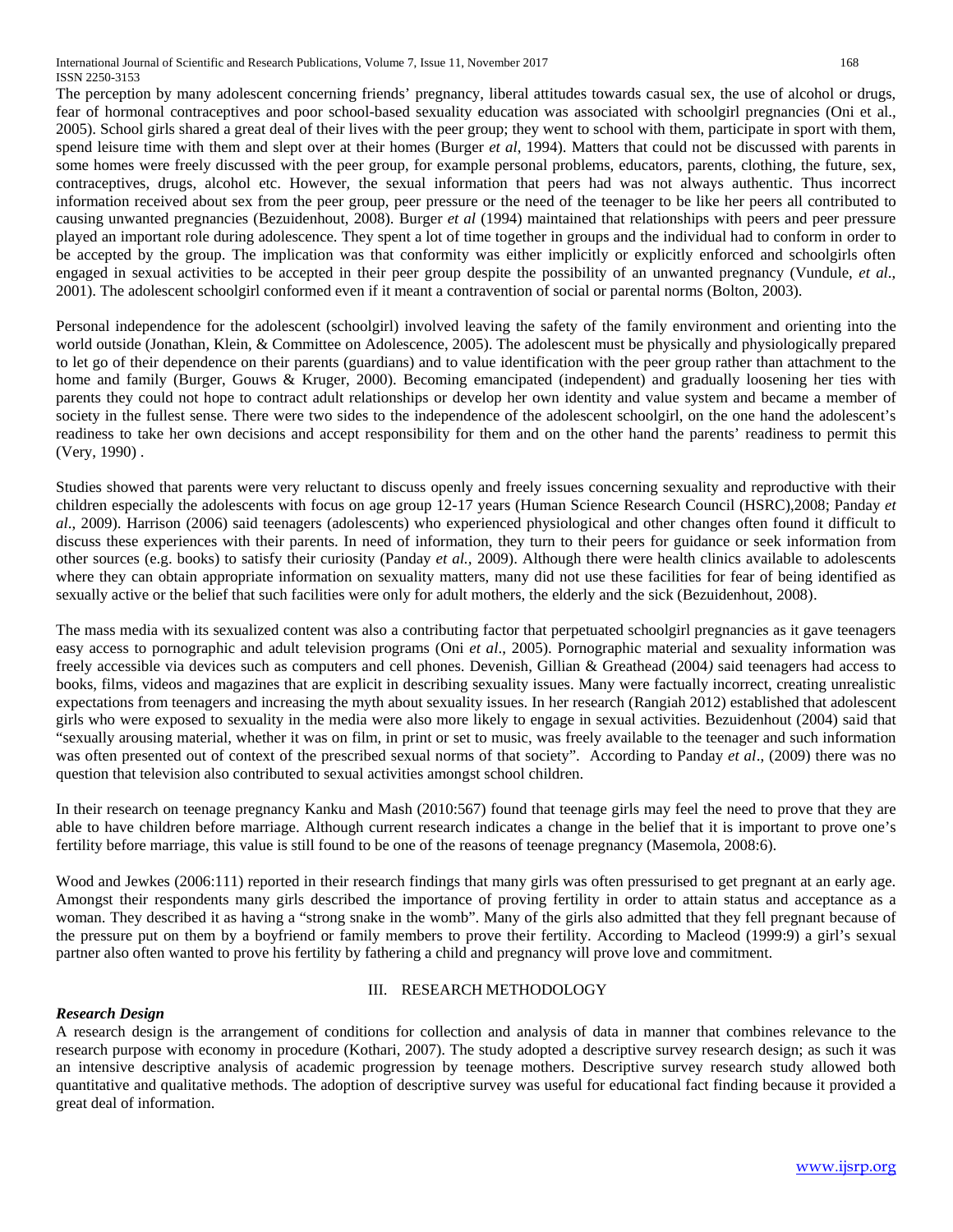The perception by many adolescent concerning friends' pregnancy, liberal attitudes towards casual sex, the use of alcohol or drugs, fear of hormonal contraceptives and poor school-based sexuality education was associated with schoolgirl pregnancies (Oni et al., 2005). School girls shared a great deal of their lives with the peer group; they went to school with them, participate in sport with them, spend leisure time with them and slept over at their homes (Burger *et al*, 1994). Matters that could not be discussed with parents in some homes were freely discussed with the peer group, for example personal problems, educators, parents, clothing, the future, sex, contraceptives, drugs, alcohol etc. However, the sexual information that peers had was not always authentic. Thus incorrect information received about sex from the peer group, peer pressure or the need of the teenager to be like her peers all contributed to causing unwanted pregnancies (Bezuidenhout, 2008). Burger *et al* (1994) maintained that relationships with peers and peer pressure played an important role during adolescence. They spent a lot of time together in groups and the individual had to conform in order to be accepted by the group. The implication was that conformity was either implicitly or explicitly enforced and schoolgirls often engaged in sexual activities to be accepted in their peer group despite the possibility of an unwanted pregnancy (Vundule, *et al*., 2001). The adolescent schoolgirl conformed even if it meant a contravention of social or parental norms (Bolton, 2003).

Personal independence for the adolescent (schoolgirl) involved leaving the safety of the family environment and orienting into the world outside (Jonathan, Klein, & Committee on Adolescence, 2005). The adolescent must be physically and physiologically prepared to let go of their dependence on their parents (guardians) and to value identification with the peer group rather than attachment to the home and family (Burger, Gouws & Kruger, 2000). Becoming emancipated (independent) and gradually loosening her ties with parents they could not hope to contract adult relationships or develop her own identity and value system and became a member of society in the fullest sense. There were two sides to the independence of the adolescent schoolgirl, on the one hand the adolescent's readiness to take her own decisions and accept responsibility for them and on the other hand the parents' readiness to permit this (Very, 1990) .

Studies showed that parents were very reluctant to discuss openly and freely issues concerning sexuality and reproductive with their children especially the adolescents with focus on age group 12-17 years (Human Science Research Council (HSRC),2008; Panday *et al*., 2009). Harrison (2006) said teenagers (adolescents) who experienced physiological and other changes often found it difficult to discuss these experiences with their parents. In need of information, they turn to their peers for guidance or seek information from other sources (e.g. books) to satisfy their curiosity (Panday *et al.*, 2009). Although there were health clinics available to adolescents where they can obtain appropriate information on sexuality matters, many did not use these facilities for fear of being identified as sexually active or the belief that such facilities were only for adult mothers, the elderly and the sick (Bezuidenhout, 2008).

The mass media with its sexualized content was also a contributing factor that perpetuated schoolgirl pregnancies as it gave teenagers easy access to pornographic and adult television programs (Oni *et al*., 2005). Pornographic material and sexuality information was freely accessible via devices such as computers and cell phones. Devenish, Gillian & Greathead (2004*)* said teenagers had access to books, films, videos and magazines that are explicit in describing sexuality issues. Many were factually incorrect, creating unrealistic expectations from teenagers and increasing the myth about sexuality issues. In her research (Rangiah 2012) established that adolescent girls who were exposed to sexuality in the media were also more likely to engage in sexual activities. Bezuidenhout (2004) said that "sexually arousing material, whether it was on film, in print or set to music, was freely available to the teenager and such information was often presented out of context of the prescribed sexual norms of that society". According to Panday *et al*., (2009) there was no question that television also contributed to sexual activities amongst school children.

In their research on teenage pregnancy Kanku and Mash (2010:567) found that teenage girls may feel the need to prove that they are able to have children before marriage. Although current research indicates a change in the belief that it is important to prove one's fertility before marriage, this value is still found to be one of the reasons of teenage pregnancy (Masemola, 2008:6).

Wood and Jewkes (2006:111) reported in their research findings that many girls was often pressurised to get pregnant at an early age. Amongst their respondents many girls described the importance of proving fertility in order to attain status and acceptance as a woman. They described it as having a "strong snake in the womb". Many of the girls also admitted that they fell pregnant because of the pressure put on them by a boyfriend or family members to prove their fertility. According to Macleod (1999:9) a girl's sexual partner also often wanted to prove his fertility by fathering a child and pregnancy will prove love and commitment.

## III. RESEARCH METHODOLOGY

***Research Design***

A research design is the arrangement of conditions for collection and analysis of data in manner that combines relevance to the research purpose with economy in procedure (Kothari, 2007). The study adopted a descriptive survey research design; as such it was an intensive descriptive analysis of academic progression by teenage mothers. Descriptive survey research study allowed both quantitative and qualitative methods. The adoption of descriptive survey was useful for educational fact finding because it provided a great deal of information.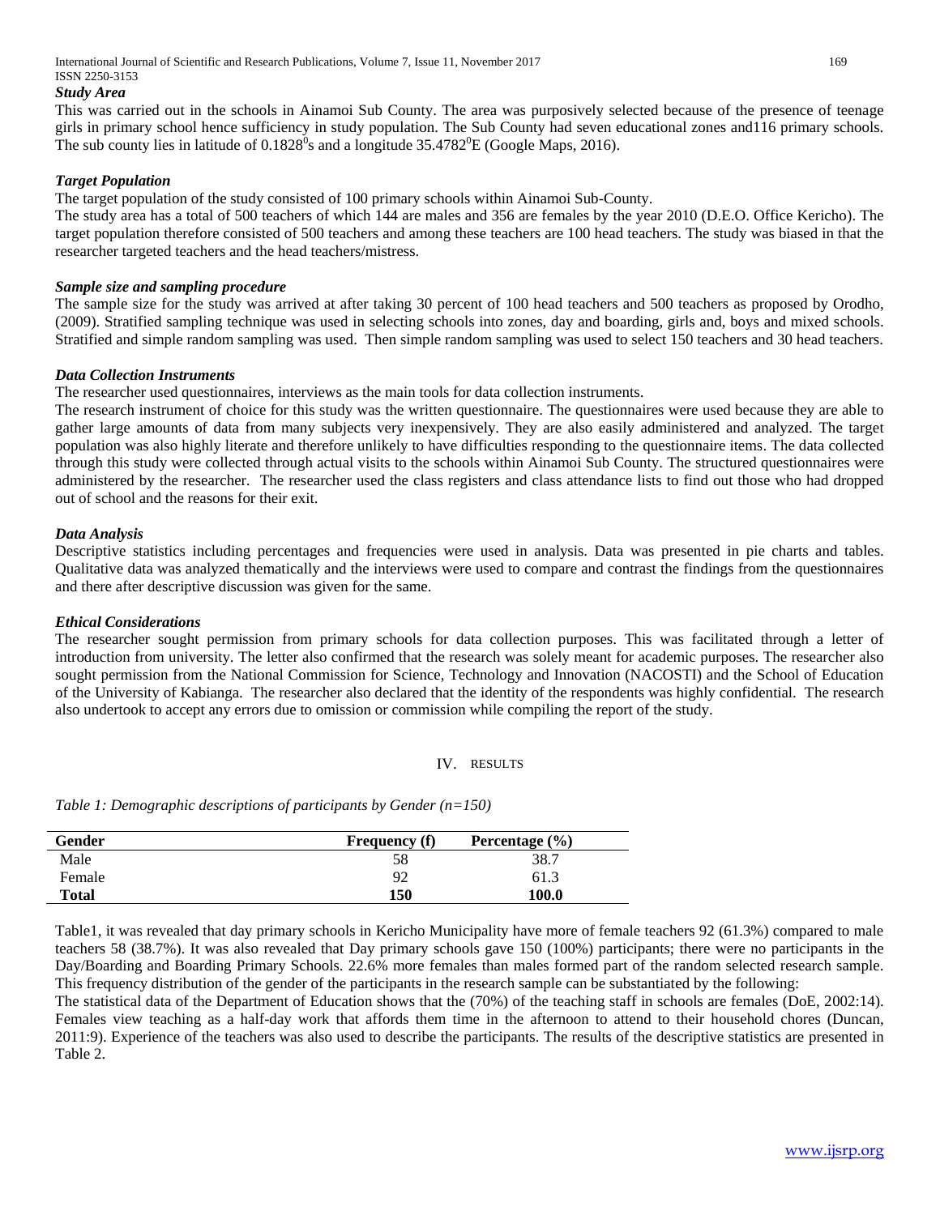***Study Area***

This was carried out in the schools in Ainamoi Sub County. The area was purposively selected because of the presence of teenage girls in primary school hence sufficiency in study population. The Sub County had seven educational zones and116 primary schools. The sub county lies in latitude of $0.1828^0$s and a longitude $35.4782^0$E (Google Maps, 2016).

***Target Population***

The target population of the study consisted of 100 primary schools within Ainamoi Sub-County.

The study area has a total of 500 teachers of which 144 are males and 356 are females by the year 2010 (D.E.O. Office Kericho). The target population therefore consisted of 500 teachers and among these teachers are 100 head teachers. The study was biased in that the researcher targeted teachers and the head teachers/mistress.

***Sample size and sampling procedure***

The sample size for the study was arrived at after taking 30 percent of 100 head teachers and 500 teachers as proposed by Orodho, (2009). Stratified sampling technique was used in selecting schools into zones, day and boarding, girls and, boys and mixed schools. Stratified and simple random sampling was used. Then simple random sampling was used to select 150 teachers and 30 head teachers.

***Data Collection Instruments***

The researcher used questionnaires, interviews as the main tools for data collection instruments.

The research instrument of choice for this study was the written questionnaire. The questionnaires were used because they are able to gather large amounts of data from many subjects very inexpensively. They are also easily administered and analyzed. The target population was also highly literate and therefore unlikely to have difficulties responding to the questionnaire items. The data collected through this study were collected through actual visits to the schools within Ainamoi Sub County. The structured questionnaires were administered by the researcher. The researcher used the class registers and class attendance lists to find out those who had dropped out of school and the reasons for their exit.

***Data Analysis***

Descriptive statistics including percentages and frequencies were used in analysis. Data was presented in pie charts and tables. Qualitative data was analyzed thematically and the interviews were used to compare and contrast the findings from the questionnaires and there after descriptive discussion was given for the same.

***Ethical Considerations***

The researcher sought permission from primary schools for data collection purposes. This was facilitated through a letter of introduction from university. The letter also confirmed that the research was solely meant for academic purposes. The researcher also sought permission from the National Commission for Science, Technology and Innovation (NACOSTI) and the School of Education of the University of Kabianga. The researcher also declared that the identity of the respondents was highly confidential. The research also undertook to accept any errors due to omission or commission while compiling the report of the study.

## IV. RESULTS

*Table 1: Demographic descriptions of participants by Gender (n=150)*

| Gender | Frequency (f) | Percentage (%) |
|---|---|---|
| Male | 58 | 38.7 |
| Female | 92 | 61.3 |
| **Total** | **150** | **100.0** |

Table1, it was revealed that day primary schools in Kericho Municipality have more of female teachers 92 (61.3%) compared to male teachers 58 (38.7%). It was also revealed that Day primary schools gave 150 (100%) participants; there were no participants in the Day/Boarding and Boarding Primary Schools. 22.6% more females than males formed part of the random selected research sample. This frequency distribution of the gender of the participants in the research sample can be substantiated by the following:

The statistical data of the Department of Education shows that the (70%) of the teaching staff in schools are females (DoE, 2002:14). Females view teaching as a half-day work that affords them time in the afternoon to attend to their household chores (Duncan, 2011:9). Experience of the teachers was also used to describe the participants. The results of the descriptive statistics are presented in Table 2.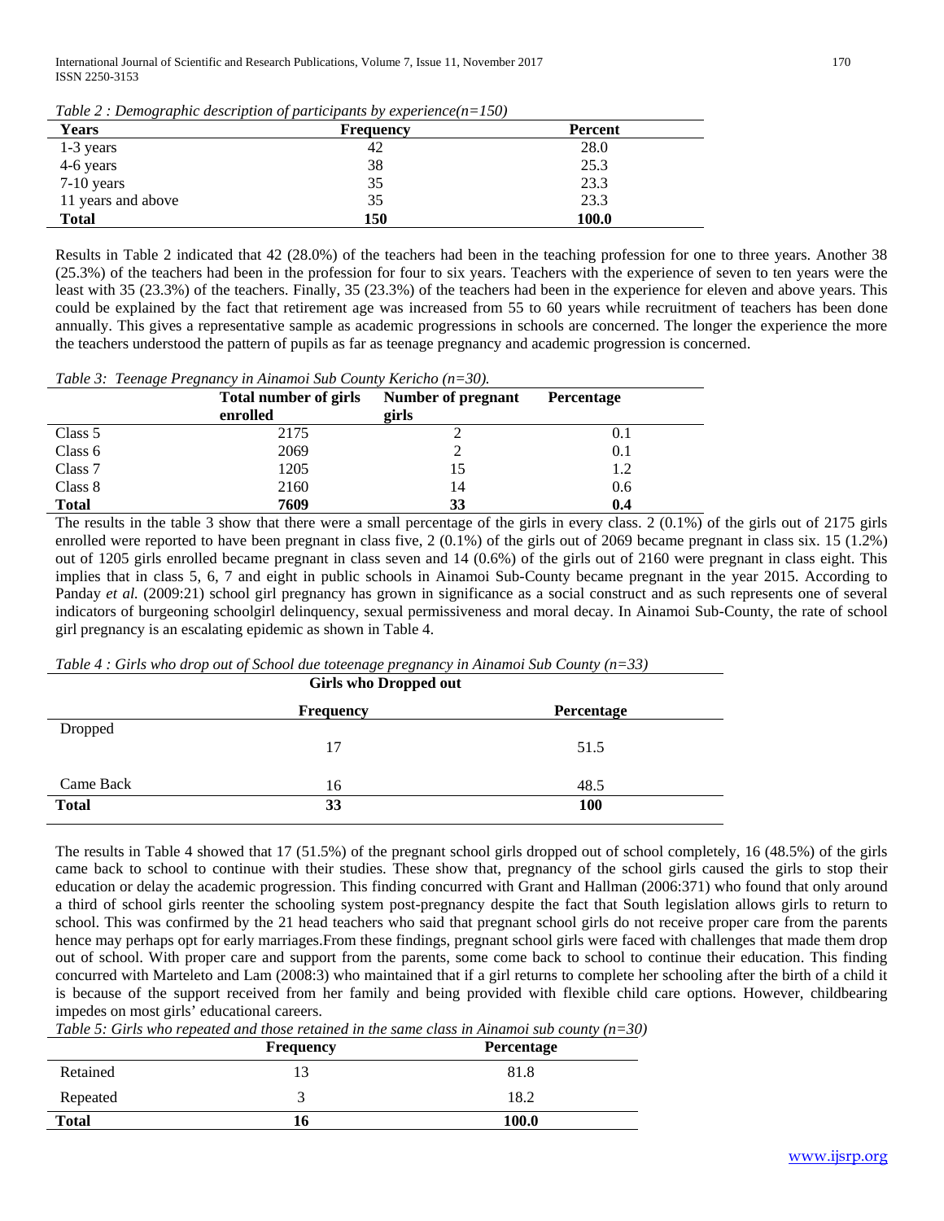*Table 2 : Demographic description of participants by experience(n=150)*

| Years | Frequency | Percent |
|---|---|---|
| 1-3 years | 42 | 28.0 |
| 4-6 years | 38 | 25.3 |
| 7-10 years | 35 | 23.3 |
| 11 years and above | 35 | 23.3 |
| **Total** | **150** | **100.0** |

Results in Table 2 indicated that 42 (28.0%) of the teachers had been in the teaching profession for one to three years. Another 38 (25.3%) of the teachers had been in the profession for four to six years. Teachers with the experience of seven to ten years were the least with 35 (23.3%) of the teachers. Finally, 35 (23.3%) of the teachers had been in the experience for eleven and above years. This could be explained by the fact that retirement age was increased from 55 to 60 years while recruitment of teachers has been done annually. This gives a representative sample as academic progressions in schools are concerned. The longer the experience the more the teachers understood the pattern of pupils as far as teenage pregnancy and academic progression is concerned.

*Table 3: Teenage Pregnancy in Ainamoi Sub County Kericho (n=30).*

| | Total number of girls enrolled | Number of pregnant girls | Percentage |
|---|---|---|---|
| Class 5 | 2175 | 2 | 0.1 |
| Class 6 | 2069 | 2 | 0.1 |
| Class 7 | 1205 | 15 | 1.2 |
| Class 8 | 2160 | 14 | 0.6 |
| **Total** | **7609** | **33** | **0.4** |

The results in the table 3 show that there were a small percentage of the girls in every class. 2 (0.1%) of the girls out of 2175 girls enrolled were reported to have been pregnant in class five, 2 (0.1%) of the girls out of 2069 became pregnant in class six. 15 (1.2%) out of 1205 girls enrolled became pregnant in class seven and 14 (0.6%) of the girls out of 2160 were pregnant in class eight. This implies that in class 5, 6, 7 and eight in public schools in Ainamoi Sub-County became pregnant in the year 2015. According to Panday *et al.* (2009:21) school girl pregnancy has grown in significance as a social construct and as such represents one of several indicators of burgeoning schoolgirl delinquency, sexual permissiveness and moral decay. In Ainamoi Sub-County, the rate of school girl pregnancy is an escalating epidemic as shown in Table 4.

*Table 4 : Girls who drop out of School due toteenage pregnancy in Ainamoi Sub County (n=33)*

| | Girls who Dropped out | |
|---|---|---|
| | **Frequency** | **Percentage** |
| Dropped | 17 | 51.5 |
| Came Back | 16 | 48.5 |
| **Total** | **33** | **100** |

The results in Table 4 showed that 17 (51.5%) of the pregnant school girls dropped out of school completely, 16 (48.5%) of the girls came back to school to continue with their studies. These show that, pregnancy of the school girls caused the girls to stop their education or delay the academic progression. This finding concurred with Grant and Hallman (2006:371) who found that only around a third of school girls reenter the schooling system post-pregnancy despite the fact that South legislation allows girls to return to school. This was confirmed by the 21 head teachers who said that pregnant school girls do not receive proper care from the parents hence may perhaps opt for early marriages.From these findings, pregnant school girls were faced with challenges that made them drop out of school. With proper care and support from the parents, some come back to school to continue their education. This finding concurred with Marteleto and Lam (2008:3) who maintained that if a girl returns to complete her schooling after the birth of a child it is because of the support received from her family and being provided with flexible child care options. However, childbearing impedes on most girls' educational careers.

*Table 5: Girls who repeated and those retained in the same class in Ainamoi sub county (n=30)*

| | Frequency | Percentage |
|---|---|---|
| Retained | 13 | 81.8 |
| Repeated | 3 | 18.2 |
| **Total** | **16** | **100.0** |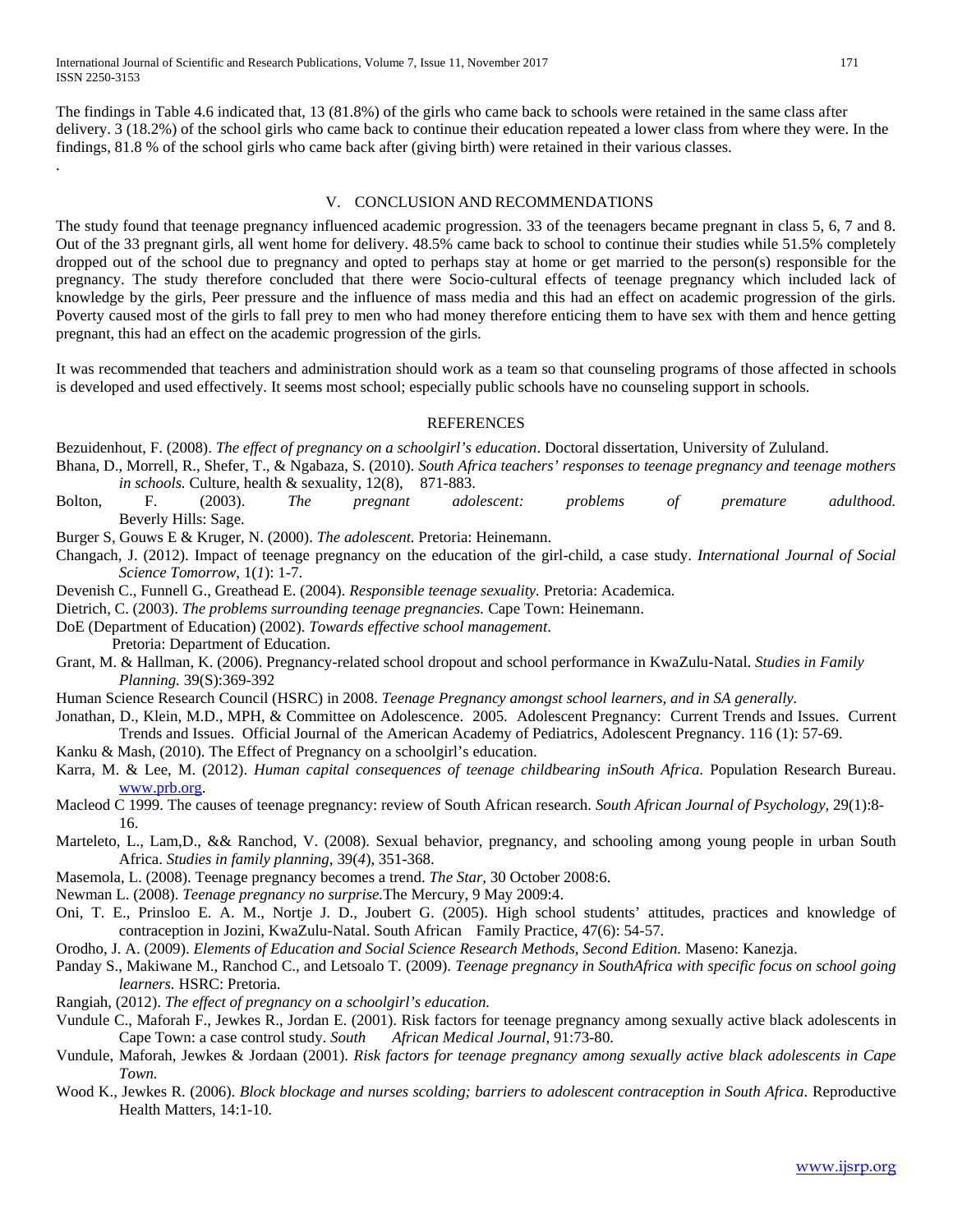The findings in Table 4.6 indicated that, 13 (81.8%) of the girls who came back to schools were retained in the same class after delivery. 3 (18.2%) of the school girls who came back to continue their education repeated a lower class from where they were. In the findings, 81.8 % of the school girls who came back after (giving birth) were retained in their various classes.

.

## V. CONCLUSION AND RECOMMENDATIONS

The study found that teenage pregnancy influenced academic progression. 33 of the teenagers became pregnant in class 5, 6, 7 and 8. Out of the 33 pregnant girls, all went home for delivery. 48.5% came back to school to continue their studies while 51.5% completely dropped out of the school due to pregnancy and opted to perhaps stay at home or get married to the person(s) responsible for the pregnancy. The study therefore concluded that there were Socio-cultural effects of teenage pregnancy which included lack of knowledge by the girls, Peer pressure and the influence of mass media and this had an effect on academic progression of the girls. Poverty caused most of the girls to fall prey to men who had money therefore enticing them to have sex with them and hence getting pregnant, this had an effect on the academic progression of the girls.

It was recommended that teachers and administration should work as a team so that counseling programs of those affected in schools is developed and used effectively. It seems most school; especially public schools have no counseling support in schools.

## REFERENCES

Bezuidenhout, F. (2008). *The effect of pregnancy on a schoolgirl's education*. Doctoral dissertation, University of Zululand.

Bhana, D., Morrell, R., Shefer, T., & Ngabaza, S. (2010). *South Africa teachers' responses to teenage pregnancy and teenage mothers in schools.* Culture, health & sexuality, 12(8), 871-883.

Bolton, F. (2003). *The pregnant adolescent: problems of premature adulthood.* Beverly Hills: Sage.

Burger S, Gouws E & Kruger, N. (2000). *The adolescent.* Pretoria: Heinemann.

Changach, J. (2012). Impact of teenage pregnancy on the education of the girl-child, a case study. *International Journal of Social Science Tomorrow*, 1(*1*): 1-7.

Devenish C., Funnell G., Greathead E. (2004). *Responsible teenage sexuality.* Pretoria: Academica.

Dietrich, C. (2003). *The problems surrounding teenage pregnancies.* Cape Town: Heinemann.

DoE (Department of Education) (2002). *Towards effective school management*. Pretoria: Department of Education.

Grant, M. & Hallman, K. (2006). Pregnancy-related school dropout and school performance in KwaZulu-Natal. *Studies in Family Planning.* 39(S):369-392

Human Science Research Council (HSRC) in 2008. *Teenage Pregnancy amongst school learners, and in SA generally.*

Jonathan, D., Klein, M.D., MPH, & Committee on Adolescence. 2005. Adolescent Pregnancy: Current Trends and Issues. Current Trends and Issues. Official Journal of the American Academy of Pediatrics, Adolescent Pregnancy. 116 (1): 57-69.

Kanku & Mash, (2010). The Effect of Pregnancy on a schoolgirl's education.

Karra, M. & Lee, M. (2012). *Human capital consequences of teenage childbearing inSouth Africa.* Population Research Bureau. www.prb.org.

Macleod C 1999. The causes of teenage pregnancy: review of South African research. *South African Journal of Psychology,* 29(1):8-16.

Marteleto, L., Lam,D., && Ranchod, V. (2008). Sexual behavior, pregnancy, and schooling among young people in urban South Africa. *Studies in family planning*, 39(*4*), 351-368.

Masemola, L. (2008). Teenage pregnancy becomes a trend. *The Star,* 30 October 2008:6.

Newman L. (2008). *Teenage pregnancy no surprise.*The Mercury, 9 May 2009:4.

Oni, T. E., Prinsloo E. A. M., Nortje J. D., Joubert G. (2005). High school students' attitudes, practices and knowledge of contraception in Jozini, KwaZulu-Natal. South African Family Practice, 47(6): 54-57.

Orodho, J. A. (2009). *Elements of Education and Social Science Research Methods, Second Edition.* Maseno: Kanezja.

Panday S., Makiwane M., Ranchod C., and Letsoalo T. (2009). *Teenage pregnancy in SouthAfrica with specific focus on school going learners.* HSRC: Pretoria.

Rangiah, (2012). *The effect of pregnancy on a schoolgirl's education.*

Vundule C., Maforah F., Jewkes R., Jordan E. (2001). Risk factors for teenage pregnancy among sexually active black adolescents in Cape Town: a case control study. *South African Medical Journal*, 91:73-80.

Vundule, Maforah, Jewkes & Jordaan (2001). *Risk factors for teenage pregnancy among sexually active black adolescents in Cape Town.*

Wood K., Jewkes R. (2006). *Block blockage and nurses scolding; barriers to adolescent contraception in South Africa*. Reproductive Health Matters, 14:1-10.